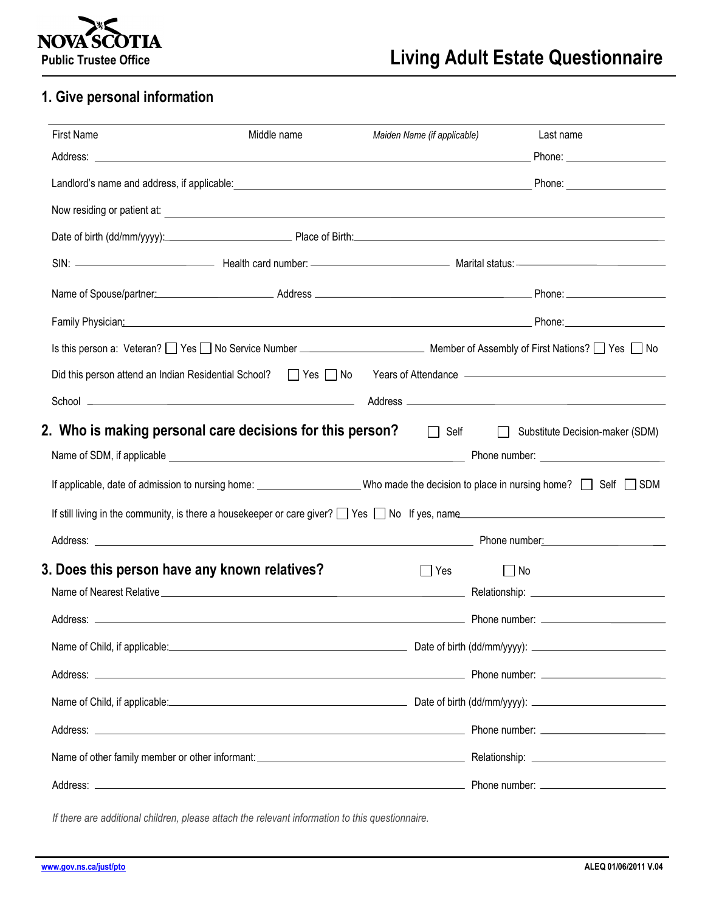Nova Scotia
Public Trustee Office

# Living Adult Estate Questionnaire

## 1. Give personal information

First Name | Middle name | *Maiden Name (if applicable)* | Last name

Address: ______________________________ Phone: ______________

Landlord's name and address, if applicable: ______________________________ Phone: ______________

Now residing or patient at: ______________________________

Date of birth (dd/mm/yyyy): ______________ Place of Birth: ______________________________

SIN: ______________ Health card number: ______________ Marital status: ______________

Name of Spouse/partner: ______________ Address ______________ Phone: ______________

Family Physician: ______________________________ Phone: ______________

Is this person a: Veteran? ☐ Yes ☐ No Service Number ______________ Member of Assembly of First Nations? ☐ Yes ☐ No

Did this person attend an Indian Residential School? ☐ Yes ☐ No Years of Attendance ______________

School ______________________________ Address ______________________________

## 2. Who is making personal care decisions for this person? ☐ Self ☐ Substitute Decision-maker (SDM)

Name of SDM, if applicable ______________________________ Phone number: ______________

If applicable, date of admission to nursing home: ______________ Who made the decision to place in nursing home? ☐ Self ☐ SDM

If still living in the community, is there a housekeeper or care giver? ☐ Yes ☐ No If yes, name ______________

Address: ______________________________ Phone number: ______________

## 3. Does this person have any known relatives? ☐ Yes ☐ No

Name of Nearest Relative ______________________________ Relationship: ______________

Address: ______________________________ Phone number: ______________

Name of Child, if applicable: ______________________________ Date of birth (dd/mm/yyyy): ______________

Address: ______________________________ Phone number: ______________

Name of Child, if applicable: ______________________________ Date of birth (dd/mm/yyyy): ______________

Address: ______________________________ Phone number: ______________

Name of other family member or other informant: ______________________________ Relationship: ______________

Address: ______________________________ Phone number: ______________

*If there are additional children, please attach the relevant information to this questionnaire.*

www.gov.ns.ca/just/pto ALEQ 01/06/2011 V.04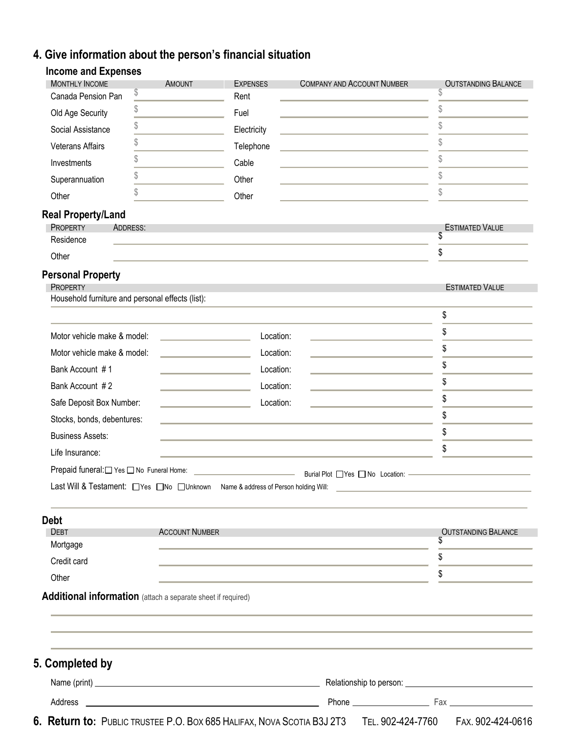## 4. Give information about the person's financial situation

### Income and Expenses

| Monthly Income | Amount | Expenses | Company and Account Number | Outstanding Balance |
|---|---|---|---|---|
| Canada Pension Pan | $ | Rent | | $ |
| Old Age Security | $ | Fuel | | $ |
| Social Assistance | $ | Electricity | | $ |
| Veterans Affairs | $ | Telephone | | $ |
| Investments | $ | Cable | | $ |
| Superannuation | $ | Other | | $ |
| Other | $ | Other | | $ |

### Real Property/Land

| Property | Address: | Estimated Value |
|---|---|---|
| Residence | | $ |
| Other | | $ |

### Personal Property

| Property | | | | Estimated Value |
|---|---|---|---|---|
| Household furniture and personal effects (list): | | | | |
| | | | | $ |
| Motor vehicle make & model: | | Location: | | $ |
| Motor vehicle make & model: | | Location: | | $ |
| Bank Account # 1 | | Location: | | $ |
| Bank Account # 2 | | Location: | | $ |
| Safe Deposit Box Number: | | Location: | | $ |
| Stocks, bonds, debentures: | | | | $ |
| Business Assets: | | | | $ |
| Life Insurance: | | | | $ |

Prepaid funeral: ☐ Yes ☐ No Funeral Home: ____________ Burial Plot ☐ Yes ☐ No Location: ____________

Last Will & Testament: ☐ Yes ☐ No ☐ Unknown Name & address of Person holding Will: ____________

### Debt

| Debt | Account Number | Outstanding Balance |
|---|---|---|
| Mortgage | | $ |
| Credit card | | $ |
| Other | | $ |

### Additional information (attach a separate sheet if required)

## 5. Completed by

Name (print) ____________ Relationship to person: ____________

Address ____________ Phone ____________ Fax ____________

## 6. Return to: Public Trustee P.O. Box 685 Halifax, Nova Scotia B3J 2T3 Tel. 902-424-7760 Fax. 902-424-0616